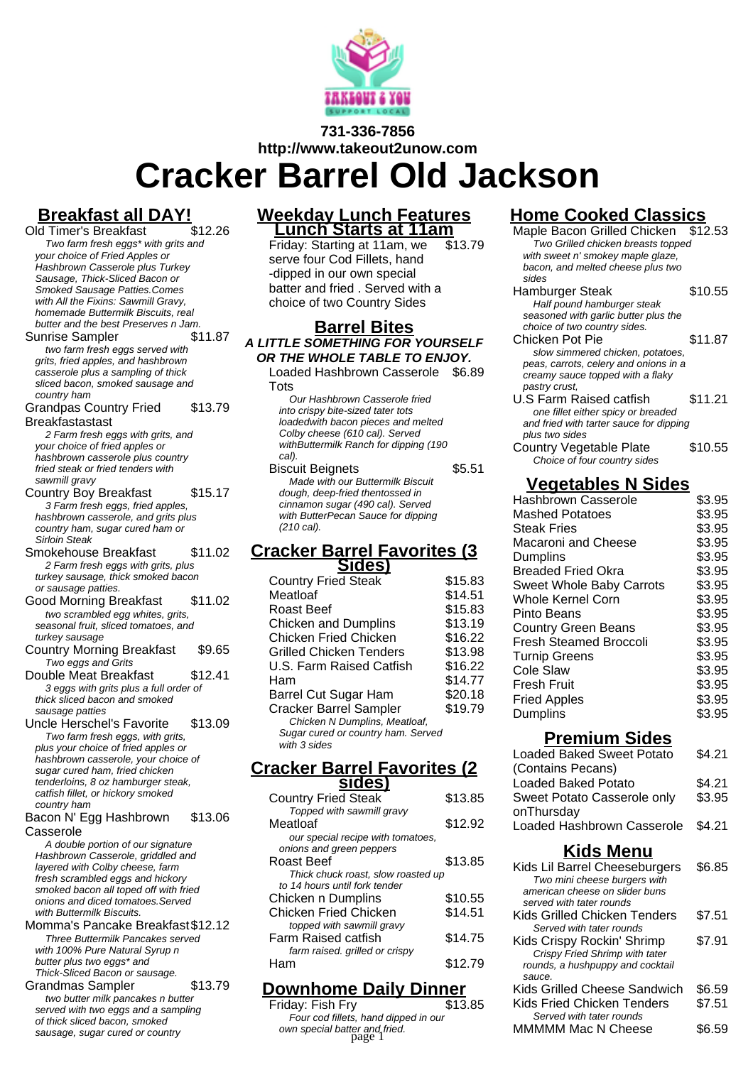731-336-7856
http://www.takeout2unow.com

# Cracker Barrel Old Jackson

## Breakfast all DAY!

**Old Timer's Breakfast** $12.26
*Two farm fresh eggs* with grits and your choice of Fried Apples or Hashbrown Casserole plus Turkey Sausage, Thick-Sliced Bacon or Smoked Sausage Patties.Comes with All the Fixins: Sawmill Gravy, homemade Buttermilk Biscuits, real butter and the best Preserves n Jam.*

**Sunrise Sampler** $11.87
*two farm fresh eggs served with grits, fried apples, and hashbrown casserole plus a sampling of thick sliced bacon, smoked sausage and country ham*

**Grandpas Country Fried Breakfastast** $13.79
*2 Farm fresh eggs with grits, and your choice of fried apples or hashbrown casserole plus country fried steak or fried tenders with sawmill gravy*

**Country Boy Breakfast** $15.17
*3 Farm fresh eggs, fried apples, hashbrown casserole, and grits plus country ham, sugar cured ham or Sirloin Steak*

**Smokehouse Breakfast** $11.02
*2 Farm fresh eggs with grits, plus turkey sausage, thick smoked bacon or sausage patties.*

**Good Morning Breakfast** $11.02
*two scrambled egg whites, grits, seasonal fruit, sliced tomatoes, and turkey sausage*

**Country Morning Breakfast** $9.65
*Two eggs and Grits*

**Double Meat Breakfast** $12.41
*3 eggs with grits plus a full order of thick sliced bacon and smoked sausage patties*

**Uncle Herschel's Favorite** $13.09
*Two farm fresh eggs, with grits, plus your choice of fried apples or hashbrown casserole, your choice of sugar cured ham, fried chicken tenderloins, 8 oz hamburger steak, catfish fillet, or hickory smoked country ham*

**Bacon N' Egg Hashbrown Casserole** $13.06
*A double portion of our signature Hashbrown Casserole, griddled and layered with Colby cheese, farm fresh scrambled eggs and hickory smoked bacon all toped off with fried onions and diced tomatoes.Served with Buttermilk Biscuits.*

**Momma's Pancake Breakfast** $12.12
*Three Buttermilk Pancakes served with 100% Pure Natural Syrup n butter plus two eggs* and Thick-Sliced Bacon or sausage.*

**Grandmas Sampler** $13.79
*two butter milk pancakes n butter served with two eggs and a sampling of thick sliced bacon, smoked sausage, sugar cured or country*

## Weekday Lunch Features
### Lunch Starts at 11am

**Friday: Starting at 11am, we serve four Cod Fillets, hand -dipped in our own special batter and fried . Served with a choice of two Country Sides** $13.79

## Barrel Bites
### A LITTLE SOMETHING FOR YOURSELF OR THE WHOLE TABLE TO ENJOY.

**Loaded Hashbrown Casserole Tots** $6.89
*Our Hashbrown Casserole fried into crispy bite-sized tater tots loadedwith bacon pieces and melted Colby cheese (610 cal). Served withButtermilk Ranch for dipping (190 cal).*

**Biscuit Beignets** $5.51
*Made with our Buttermilk Biscuit dough, deep-fried thentossed in cinnamon sugar (490 cal). Served with ButterPecan Sauce for dipping (210 cal).*

## Cracker Barrel Favorites (3 Sides)

| Item | Price |
|---|---|
| Country Fried Steak | $15.83 |
| Meatloaf | $14.51 |
| Roast Beef | $15.83 |
| Chicken and Dumplins | $13.19 |
| Chicken Fried Chicken | $16.22 |
| Grilled Chicken Tenders | $13.98 |
| U.S. Farm Raised Catfish | $16.22 |
| Ham | $14.77 |
| Barrel Cut Sugar Ham | $20.18 |
| Cracker Barrel Sampler | $19.79 |

*Chicken N Dumplins, Meatloaf, Sugar cured or country ham. Served with 3 sides*

## Cracker Barrel Favorites (2 sides)

**Country Fried Steak** $13.85
*Topped with sawmill gravy*

**Meatloaf** $12.92
*our special recipe with tomatoes, onions and green peppers*

**Roast Beef** $13.85
*Thick chuck roast, slow roasted up to 14 hours until fork tender*

**Chicken n Dumplins** $10.55

**Chicken Fried Chicken** $14.51
*topped with sawmill gravy*

**Farm Raised catfish** $14.75
*farm raised. grilled or crispy*

**Ham** $12.79

## Downhome Daily Dinner

**Friday: Fish Fry** $13.85
*Four cod fillets, hand dipped in our own special batter and fried.*

## Home Cooked Classics

**Maple Bacon Grilled Chicken** $12.53
*Two Grilled chicken breasts topped with sweet n' smokey maple glaze, bacon, and melted cheese plus two sides*

**Hamburger Steak** $10.55
*Half pound hamburger steak seasoned with garlic butter plus the choice of two country sides.*

**Chicken Pot Pie** $11.87
*slow simmered chicken, potatoes, peas, carrots, celery and onions in a creamy sauce topped with a flaky pastry crust,*

**U.S Farm Raised catfish** $11.21
*one fillet either spicy or breaded and fried with tarter sauce for dipping plus two sides*

**Country Vegetable Plate** $10.55
*Choice of four country sides*

## Vegetables N Sides

| Item | Price |
|---|---|
| Hashbrown Casserole | $3.95 |
| Mashed Potatoes | $3.95 |
| Steak Fries | $3.95 |
| Macaroni and Cheese | $3.95 |
| Dumplins | $3.95 |
| Breaded Fried Okra | $3.95 |
| Sweet Whole Baby Carrots | $3.95 |
| Whole Kernel Corn | $3.95 |
| Pinto Beans | $3.95 |
| Country Green Beans | $3.95 |
| Fresh Steamed Broccoli | $3.95 |
| Turnip Greens | $3.95 |
| Cole Slaw | $3.95 |
| Fresh Fruit | $3.95 |
| Fried Apples | $3.95 |
| Dumplins | $3.95 |

## Premium Sides

| Item | Price |
|---|---|
| Loaded Baked Sweet Potato (Contains Pecans) | $4.21 |
| Loaded Baked Potato | $4.21 |
| Sweet Potato Casserole only onThursday | $3.95 |
| Loaded Hashbrown Casserole | $4.21 |

## Kids Menu

**Kids Lil Barrel Cheeseburgers** $6.85
*Two mini cheese burgers with american cheese on slider buns served with tater rounds*

**Kids Grilled Chicken Tenders** $7.51
*Served with tater rounds*

**Kids Crispy Rockin' Shrimp** $7.91
*Crispy Fried Shrimp with tater rounds, a hushpuppy and cocktail sauce.*

**Kids Grilled Cheese Sandwich** $6.59

**Kids Fried Chicken Tenders** $7.51
*Served with tater rounds*

**MMMMM Mac N Cheese** $6.59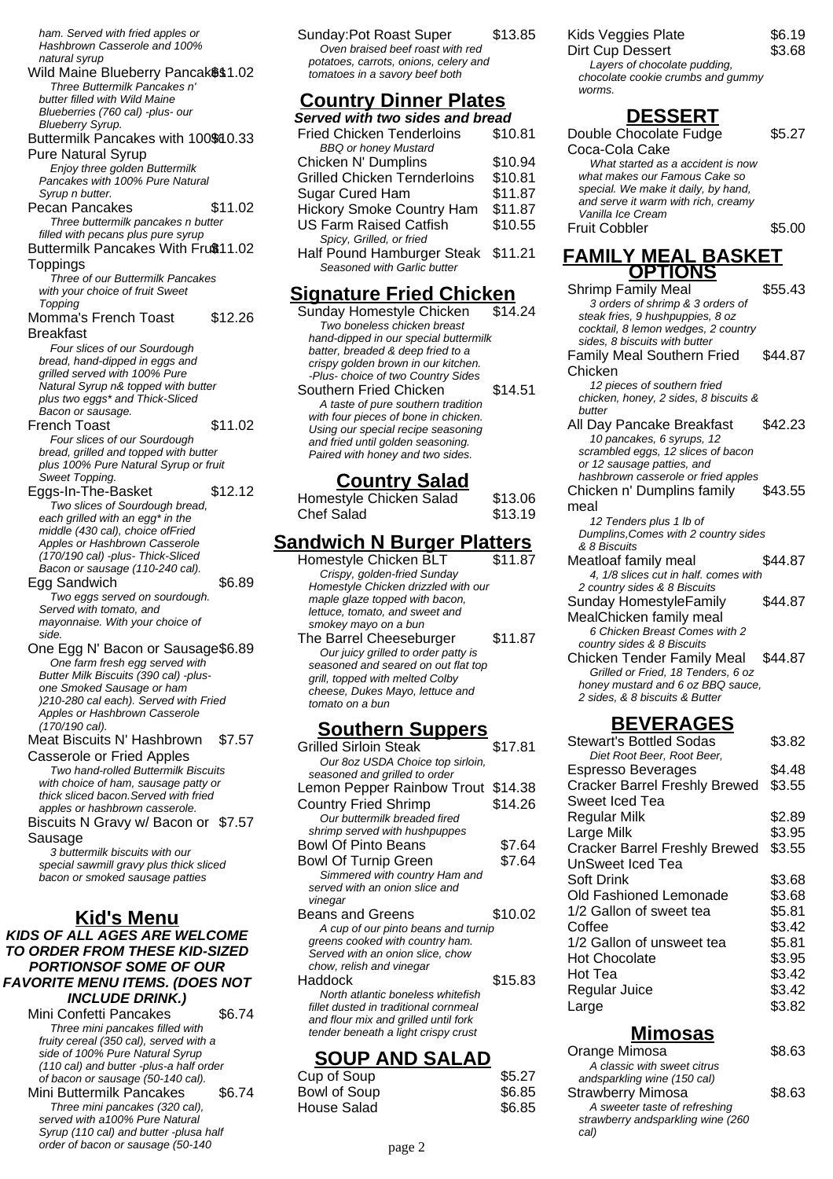ham. Served with fried apples or Hashbrown Casserole and 100% natural syrup

**Wild Maine Blueberry Pancakes** $11.02
*Three Buttermilk Pancakes n' butter filled with Wild Maine Blueberries (760 cal) -plus- our Blueberry Syrup.*

**Buttermilk Pancakes with 100% Pure Natural Syrup** $10.33
*Enjoy three golden Buttermilk Pancakes with 100% Pure Natural Syrup n butter.*

**Pecan Pancakes** $11.02
*Three buttermilk pancakes n butter filled with pecans plus pure syrup*

**Buttermilk Pancakes With Fruit Toppings** $11.02
*Three of our Buttermilk Pancakes with your choice of fruit Sweet Topping*

**Momma's French Toast Breakfast** $12.26
*Four slices of our Sourdough bread, hand-dipped in eggs and grilled served with 100% Pure Natural Syrup n& topped with butter plus two eggs* and Thick-Sliced Bacon or sausage.*

**French Toast** $11.02
*Four slices of our Sourdough bread, grilled and topped with butter plus 100% Pure Natural Syrup or fruit Sweet Topping.*

**Eggs-In-The-Basket** $12.12
*Two slices of Sourdough bread, each grilled with an egg* in the middle (430 cal), choice ofFried Apples or Hashbrown Casserole (170/190 cal) -plus- Thick-Sliced Bacon or sausage (110-240 cal).*

**Egg Sandwich** $6.89
*Two eggs served on sourdough. Served with tomato, and mayonnaise. With your choice of side.*

**One Egg N' Bacon or Sausage** $6.89
*One farm fresh egg served with Butter Milk Biscuits (390 cal) -plus- one Smoked Sausage or ham )210-280 cal each). Served with Fried Apples or Hashbrown Casserole (170/190 cal).*

**Meat Biscuits N' Hashbrown Casserole or Fried Apples** $7.57
*Two hand-rolled Buttermilk Biscuits with choice of ham, sausage patty or thick sliced bacon.Served with fried apples or hashbrown casserole.*

**Biscuits N Gravy w/ Bacon or Sausage** $7.57
*3 buttermilk biscuits with our special sawmill gravy plus thick sliced bacon or smoked sausage patties*

## Kid's Menu

**KIDS OF ALL AGES ARE WELCOME TO ORDER FROM THESE KID-SIZED PORTIONSOF SOME OF OUR FAVORITE MENU ITEMS. (DOES NOT INCLUDE DRINK.)**

**Mini Confetti Pancakes** $6.74
*Three mini pancakes filled with fruity cereal (350 cal), served with a side of 100% Pure Natural Syrup (110 cal) and butter -plus-a half order of bacon or sausage (50-140 cal).*

**Mini Buttermilk Pancakes** $6.74
*Three mini pancakes (320 cal), served with a100% Pure Natural Syrup (110 cal) and butter -plusa half order of bacon or sausage (50-140*

**Sunday:Pot Roast Super** $13.85
*Oven braised beef roast with red potatoes, carrots, onions, celery and tomatoes in a savory beef both*

## Country Dinner Plates

***Served with two sides and bread***

**Fried Chicken Tenderloins** $10.81
*BBQ or honey Mustard*

**Chicken N' Dumplins** $10.94

**Grilled Chicken Ternderloins** $10.81

**Sugar Cured Ham** $11.87

**Hickory Smoke Country Ham** $11.87

**US Farm Raised Catfish** $10.55
*Spicy, Grilled, or fried*

**Half Pound Hamburger Steak** $11.21
*Seasoned with Garlic butter*

## Signature Fried Chicken

**Sunday Homestyle Chicken** $14.24
*Two boneless chicken breast hand-dipped in our special buttermilk batter, breaded & deep fried to a crispy golden brown in our kitchen. -Plus- choice of two Country Sides*

**Southern Fried Chicken** $14.51
*A taste of pure southern tradition with four pieces of bone in chicken. Using our special recipe seasoning and fried until golden seasoning. Paired with honey and two sides.*

## Country Salad

**Homestyle Chicken Salad** $13.06

**Chef Salad** $13.19

## Sandwich N Burger Platters

**Homestyle Chicken BLT** $11.87
*Crispy, golden-fried Sunday Homestyle Chicken drizzled with our maple glaze topped with bacon, lettuce, tomato, and sweet and smokey mayo on a bun*

**The Barrel Cheeseburger** $11.87
*Our juicy grilled to order patty is seasoned and seared on out flat top grill, topped with melted Colby cheese, Dukes Mayo, lettuce and tomato on a bun*

## Southern Suppers

**Grilled Sirloin Steak** $17.81
*Our 8oz USDA Choice top sirloin, seasoned and grilled to order*

**Lemon Pepper Rainbow Trout** $14.38

**Country Fried Shrimp** $14.26
*Our buttermilk breaded fired shrimp served with hushpuppies*

**Bowl Of Pinto Beans** $7.64

**Bowl Of Turnip Green** $7.64
*Simmered with country Ham and served with an onion slice and vinegar*

**Beans and Greens** $10.02
*A cup of our pinto beans and turnip greens cooked with country ham. Served with an onion slice, chow chow, relish and vinegar*

**Haddock** $15.83
*North atlantic boneless whitefish fillet dusted in traditional cornmeal and flour mix and grilled until fork tender beneath a light crispy crust*

## SOUP AND SALAD

**Cup of Soup** $5.27

**Bowl of Soup** $6.85

**House Salad** $6.85

**Kids Veggies Plate** $6.19

**Dirt Cup Dessert** $3.68
*Layers of chocolate pudding, chocolate cookie crumbs and gummy worms.*

## DESSERT

**Double Chocolate Fudge Coca-Cola Cake** $5.27
*What started as a accident is now what makes our Famous Cake so special. We make it daily, by hand, and serve it warm with rich, creamy Vanilla Ice Cream*

**Fruit Cobbler** $5.00

## FAMILY MEAL BASKET OPTIONS

**Shrimp Family Meal** $55.43
*3 orders of shrimp & 3 orders of steak fries, 9 hushpuppies, 8 oz cocktail, 8 lemon wedges, 2 country sides, 8 biscuits with butter*

**Family Meal Southern Fried Chicken** $44.87
*12 pieces of southern fried chicken, honey, 2 sides, 8 biscuits & butter*

**All Day Pancake Breakfast** $42.23
*10 pancakes, 6 syrups, 12 scrambled eggs, 12 slices of bacon or 12 sausage patties, and hashbrown casserole or fried apples*

**Chicken n' Dumplins family meal** $43.55
*12 Tenders plus 1 lb of Dumplins,Comes with 2 country sides & 8 Biscuits*

**Meatloaf family meal** $44.87
*4, 1/8 slices cut in half. comes with 2 country sides & 8 Biscuits*

**Sunday HomestyleFamily MealChicken family meal** $44.87
*6 Chicken Breast Comes with 2 country sides & 8 Biscuits*

**Chicken Tender Family Meal** $44.87
*Grilled or Fried, 18 Tenders, 6 oz honey mustard and 6 oz BBQ sauce, 2 sides, & 8 biscuits & Butter*

## BEVERAGES

**Stewart's Bottled Sodas** $3.82
*Diet Root Beer, Root Beer,*

**Espresso Beverages** $4.48

**Cracker Barrel Freshly Brewed Sweet Iced Tea** $3.55

**Regular Milk** $2.89

**Large Milk** $3.95

**Cracker Barrel Freshly Brewed UnSweet Iced Tea** $3.55

**Soft Drink** $3.68

**Old Fashioned Lemonade** $3.68

**1/2 Gallon of sweet tea** $5.81

**Coffee** $3.42

**1/2 Gallon of unsweet tea** $5.81

**Hot Chocolate** $3.95

**Hot Tea** $3.42

**Regular Juice** $3.42

**Large** $3.82

## Mimosas

**Orange Mimosa** $8.63
*A classic with sweet citrus andsparkling wine (150 cal)*

**Strawberry Mimosa** $8.63
*A sweeter taste of refreshing strawberry andsparkling wine (260 cal)*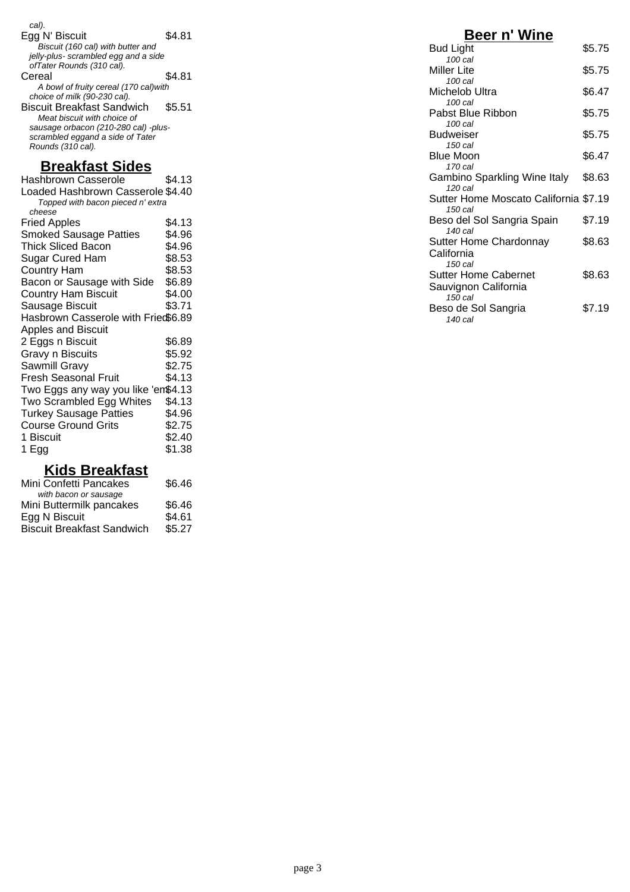cal).

Egg N' Biscuit $4.81

*Biscuit (160 cal) with butter and jelly-plus- scrambled egg and a side ofTater Rounds (310 cal).*

Cereal $4.81

*A bowl of fruity cereal (170 cal)with choice of milk (90-230 cal).*

Biscuit Breakfast Sandwich $5.51

*Meat biscuit with choice of sausage orbacon (210-280 cal) -plus- scrambled eggand a side of Tater Rounds (310 cal).*

## Breakfast Sides

| | |
|---|---|
| Hashbrown Casserole | $4.13 |
| Loaded Hashbrown Casserole<br>*Topped with bacon pieced n' extra cheese* | $4.40 |
| Fried Apples | $4.13 |
| Smoked Sausage Patties | $4.96 |
| Thick Sliced Bacon | $4.96 |
| Sugar Cured Ham | $8.53 |
| Country Ham | $8.53 |
| Bacon or Sausage with Side | $6.89 |
| Country Ham Biscuit | $4.00 |
| Sausage Biscuit | $3.71 |
| Hasbrown Casserole with Fried Apples and Biscuit | $6.89 |
| 2 Eggs n Biscuit | $6.89 |
| Gravy n Biscuits | $5.92 |
| Sawmill Gravy | $2.75 |
| Fresh Seasonal Fruit | $4.13 |
| Two Eggs any way you like 'em | $4.13 |
| Two Scrambled Egg Whites | $4.13 |
| Turkey Sausage Patties | $4.96 |
| Course Ground Grits | $2.75 |
| 1 Biscuit | $2.40 |
| 1 Egg | $1.38 |

## Kids Breakfast

| | |
|---|---|
| Mini Confetti Pancakes<br>*with bacon or sausage* | $6.46 |
| Mini Buttermilk pancakes | $6.46 |
| Egg N Biscuit | $4.61 |
| Biscuit Breakfast Sandwich | $5.27 |

## Beer n' Wine

| | |
|---|---|
| Bud Light<br>*100 cal* | $5.75 |
| Miller Lite<br>*100 cal* | $5.75 |
| Michelob Ultra<br>*100 cal* | $6.47 |
| Pabst Blue Ribbon<br>*100 cal* | $5.75 |
| Budweiser<br>*150 cal* | $5.75 |
| Blue Moon<br>*170 cal* | $6.47 |
| Gambino Sparkling Wine Italy<br>*120 cal* | $8.63 |
| Sutter Home Moscato California<br>*150 cal* | $7.19 |
| Beso del Sol Sangria Spain<br>*140 cal* | $7.19 |
| Sutter Home Chardonnay California<br>*150 cal* | $8.63 |
| Sutter Home Cabernet Sauvignon California<br>*150 cal* | $8.63 |
| Beso de Sol Sangria<br>*140 cal* | $7.19 |